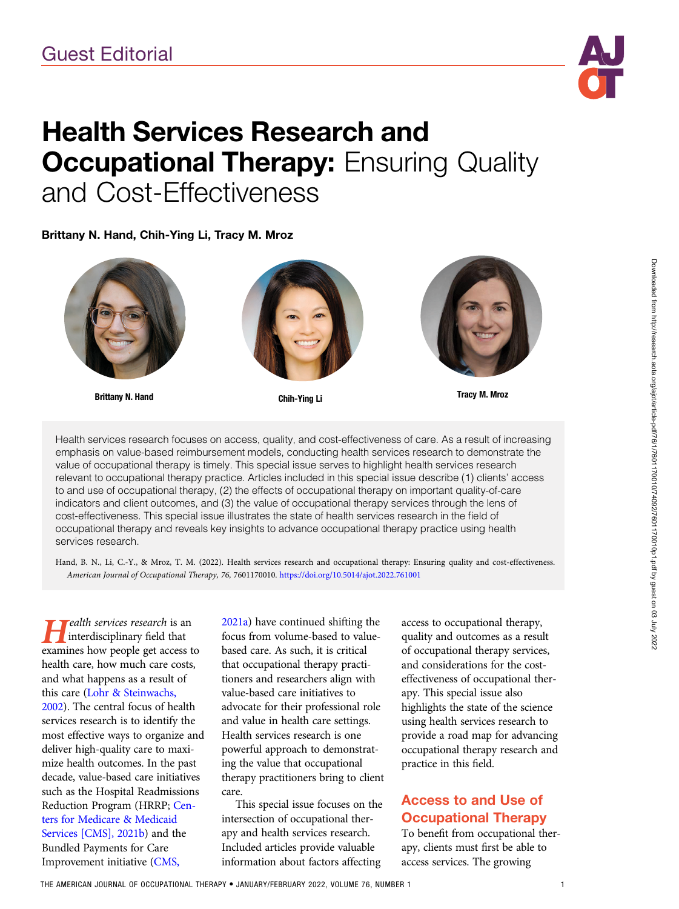Guest Editorial

# Health Services Research and Occupational Therapy: Ensuring Quality and Cost-Effectiveness

**Brittany N. Hand, Chih-Ying Li, Tracy M. Mroz**

Brittany N. Hand

Chih-Ying Li

Tracy M. Mroz

Health services research focuses on access, quality, and cost-effectiveness of care. As a result of increasing emphasis on value-based reimbursement models, conducting health services research to demonstrate the value of occupational therapy is timely. This special issue serves to highlight health services research relevant to occupational therapy practice. Articles included in this special issue describe (1) clients' access to and use of occupational therapy, (2) the effects of occupational therapy on important quality-of-care indicators and client outcomes, and (3) the value of occupational therapy services through the lens of cost-effectiveness. This special issue illustrates the state of health services research in the field of occupational therapy and reveals key insights to advance occupational therapy practice using health services research.

Hand, B. N., Li, C.-Y., & Mroz, T. M. (2022). Health services research and occupational therapy: Ensuring quality and cost-effectiveness. *American Journal of Occupational Therapy, 76*, 7601170010. https://doi.org/10.5014/ajot.2022.761001

*Health services research* is an interdisciplinary field that examines how people get access to health care, how much care costs, and what happens as a result of this care (Lohr & Steinwachs, 2002). The central focus of health services research is to identify the most effective ways to organize and deliver high-quality care to maximize health outcomes. In the past decade, value-based care initiatives such as the Hospital Readmissions Reduction Program (HRRP; Centers for Medicare & Medicaid Services [CMS], 2021b) and the Bundled Payments for Care Improvement initiative (CMS, 2021a) have continued shifting the focus from volume-based to value-based care. As such, it is critical that occupational therapy practitioners and researchers align with value-based care initiatives to advocate for their professional role and value in health care settings. Health services research is one powerful approach to demonstrating the value that occupational therapy practitioners bring to client care.

This special issue focuses on the intersection of occupational therapy and health services research. Included articles provide valuable information about factors affecting access to occupational therapy, quality and outcomes as a result of occupational therapy services, and considerations for the cost-effectiveness of occupational therapy. This special issue also highlights the state of the science using health services research to provide a road map for advancing occupational therapy research and practice in this field.

## Access to and Use of Occupational Therapy

To benefit from occupational therapy, clients must first be able to access services. The growing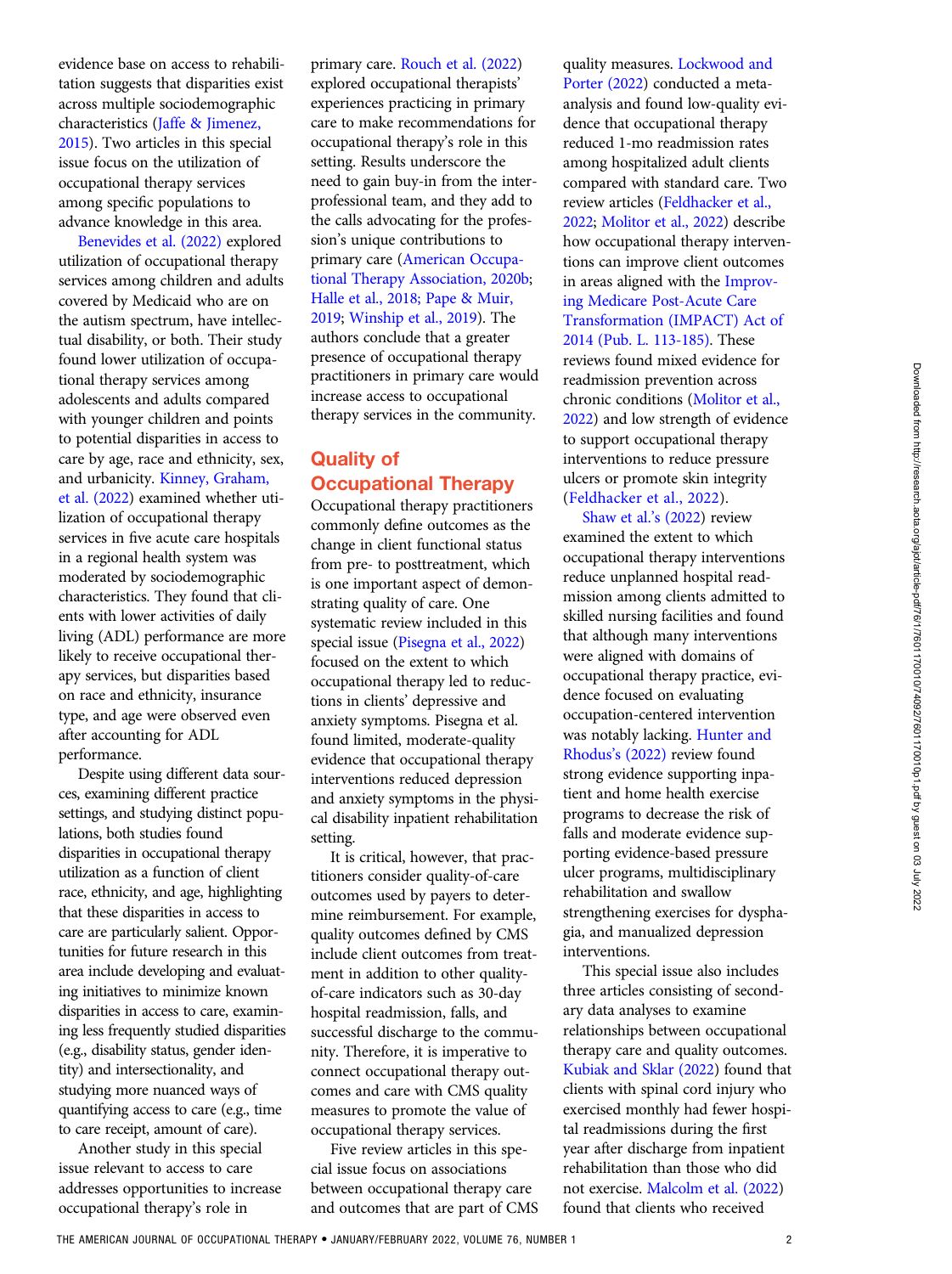evidence base on access to rehabilitation suggests that disparities exist across multiple sociodemographic characteristics (Jaffe & Jimenez, 2015). Two articles in this special issue focus on the utilization of occupational therapy services among specific populations to advance knowledge in this area.

Benevides et al. (2022) explored utilization of occupational therapy services among children and adults covered by Medicaid who are on the autism spectrum, have intellectual disability, or both. Their study found lower utilization of occupational therapy services among adolescents and adults compared with younger children and points to potential disparities in access to care by age, race and ethnicity, sex, and urbanicity. Kinney, Graham, et al. (2022) examined whether utilization of occupational therapy services in five acute care hospitals in a regional health system was moderated by sociodemographic characteristics. They found that clients with lower activities of daily living (ADL) performance are more likely to receive occupational therapy services, but disparities based on race and ethnicity, insurance type, and age were observed even after accounting for ADL performance.

Despite using different data sources, examining different practice settings, and studying distinct populations, both studies found disparities in occupational therapy utilization as a function of client race, ethnicity, and age, highlighting that these disparities in access to care are particularly salient. Opportunities for future research in this area include developing and evaluating initiatives to minimize known disparities in access to care, examining less frequently studied disparities (e.g., disability status, gender identity) and intersectionality, and studying more nuanced ways of quantifying access to care (e.g., time to care receipt, amount of care).

Another study in this special issue relevant to access to care addresses opportunities to increase occupational therapy's role in primary care. Rouch et al. (2022) explored occupational therapists' experiences practicing in primary care to make recommendations for occupational therapy's role in this setting. Results underscore the need to gain buy-in from the interprofessional team, and they add to the calls advocating for the profession's unique contributions to primary care (American Occupational Therapy Association, 2020b; Halle et al., 2018; Pape & Muir, 2019; Winship et al., 2019). The authors conclude that a greater presence of occupational therapy practitioners in primary care would increase access to occupational therapy services in the community.

## Quality of Occupational Therapy

Occupational therapy practitioners commonly define outcomes as the change in client functional status from pre- to posttreatment, which is one important aspect of demonstrating quality of care. One systematic review included in this special issue (Pisegna et al., 2022) focused on the extent to which occupational therapy led to reductions in clients' depressive and anxiety symptoms. Pisegna et al. found limited, moderate-quality evidence that occupational therapy interventions reduced depression and anxiety symptoms in the physical disability inpatient rehabilitation setting.

It is critical, however, that practitioners consider quality-of-care outcomes used by payers to determine reimbursement. For example, quality outcomes defined by CMS include client outcomes from treatment in addition to other quality-of-care indicators such as 30-day hospital readmission, falls, and successful discharge to the community. Therefore, it is imperative to connect occupational therapy outcomes and care with CMS quality measures to promote the value of occupational therapy services.

Five review articles in this special issue focus on associations between occupational therapy care and outcomes that are part of CMS quality measures. Lockwood and Porter (2022) conducted a meta-analysis and found low-quality evidence that occupational therapy reduced 1-mo readmission rates among hospitalized adult clients compared with standard care. Two review articles (Feldhacker et al., 2022; Molitor et al., 2022) describe how occupational therapy interventions can improve client outcomes in areas aligned with the Improving Medicare Post-Acute Care Transformation (IMPACT) Act of 2014 (Pub. L. 113-185). These reviews found mixed evidence for readmission prevention across chronic conditions (Molitor et al., 2022) and low strength of evidence to support occupational therapy interventions to reduce pressure ulcers or promote skin integrity (Feldhacker et al., 2022).

Shaw et al.'s (2022) review examined the extent to which occupational therapy interventions reduce unplanned hospital readmission among clients admitted to skilled nursing facilities and found that although many interventions were aligned with domains of occupational therapy practice, evidence focused on evaluating occupation-centered intervention was notably lacking. Hunter and Rhodus's (2022) review found strong evidence supporting inpatient and home health exercise programs to decrease the risk of falls and moderate evidence supporting evidence-based pressure ulcer programs, multidisciplinary rehabilitation and swallow strengthening exercises for dysphagia, and manualized depression interventions.

This special issue also includes three articles consisting of secondary data analyses to examine relationships between occupational therapy care and quality outcomes. Kubiak and Sklar (2022) found that clients with spinal cord injury who exercised monthly had fewer hospital readmissions during the first year after discharge from inpatient rehabilitation than those who did not exercise. Malcolm et al. (2022) found that clients who received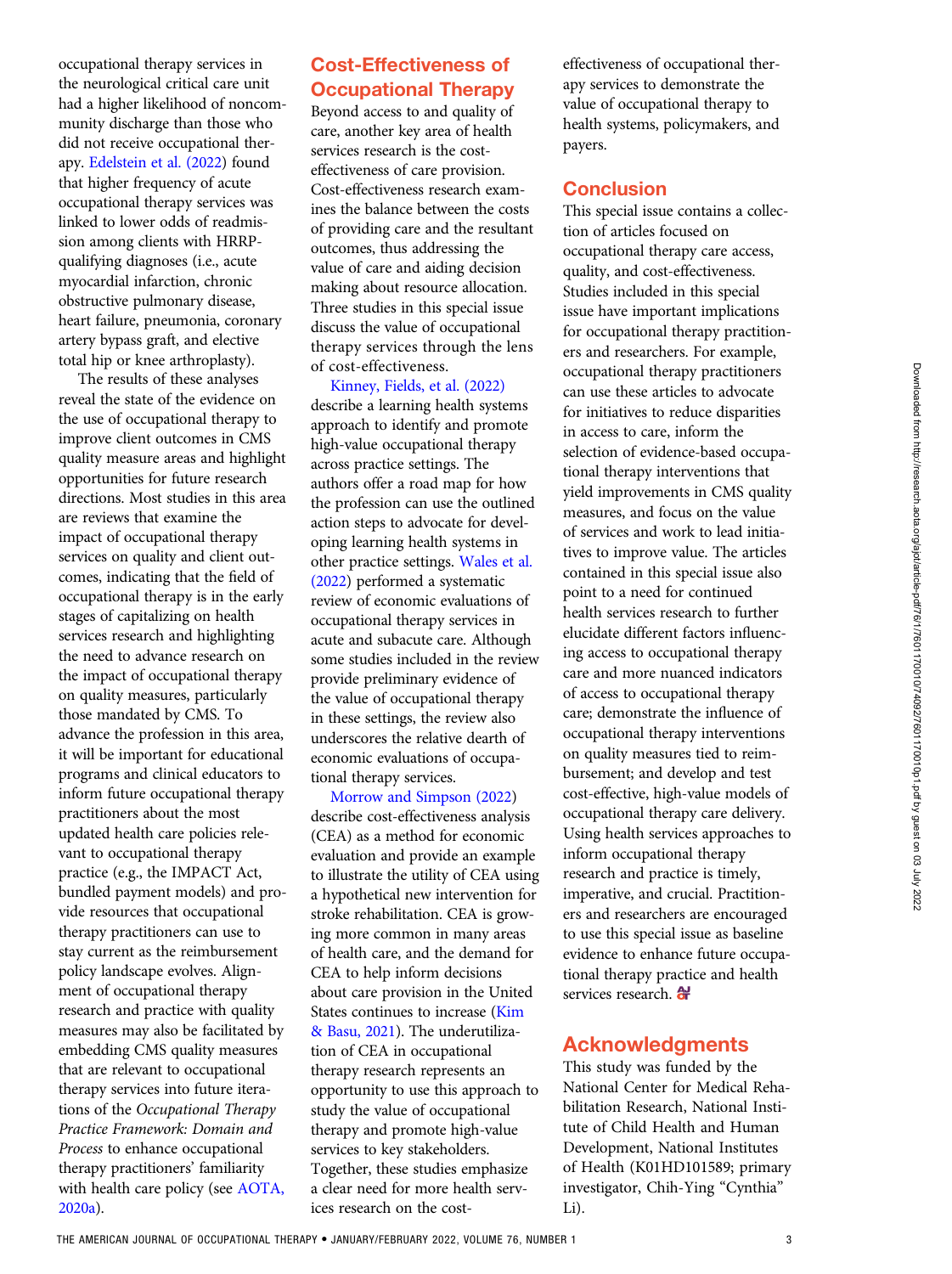occupational therapy services in the neurological critical care unit had a higher likelihood of noncommunity discharge than those who did not receive occupational therapy. Edelstein et al. (2022) found that higher frequency of acute occupational therapy services was linked to lower odds of readmission among clients with HRRP-qualifying diagnoses (i.e., acute myocardial infarction, chronic obstructive pulmonary disease, heart failure, pneumonia, coronary artery bypass graft, and elective total hip or knee arthroplasty).

The results of these analyses reveal the state of the evidence on the use of occupational therapy to improve client outcomes in CMS quality measure areas and highlight opportunities for future research directions. Most studies in this area are reviews that examine the impact of occupational therapy services on quality and client outcomes, indicating that the field of occupational therapy is in the early stages of capitalizing on health services research and highlighting the need to advance research on the impact of occupational therapy on quality measures, particularly those mandated by CMS. To advance the profession in this area, it will be important for educational programs and clinical educators to inform future occupational therapy practitioners about the most updated health care policies relevant to occupational therapy practice (e.g., the IMPACT Act, bundled payment models) and provide resources that occupational therapy practitioners can use to stay current as the reimbursement policy landscape evolves. Alignment of occupational therapy research and practice with quality measures may also be facilitated by embedding CMS quality measures that are relevant to occupational therapy services into future iterations of the *Occupational Therapy Practice Framework: Domain and Process* to enhance occupational therapy practitioners' familiarity with health care policy (see AOTA, 2020a).

## Cost-Effectiveness of Occupational Therapy

Beyond access to and quality of care, another key area of health services research is the cost-effectiveness of care provision. Cost-effectiveness research examines the balance between the costs of providing care and the resultant outcomes, thus addressing the value of care and aiding decision making about resource allocation. Three studies in this special issue discuss the value of occupational therapy services through the lens of cost-effectiveness.

Kinney, Fields, et al. (2022) describe a learning health systems approach to identify and promote high-value occupational therapy across practice settings. The authors offer a road map for how the profession can use the outlined action steps to advocate for developing learning health systems in other practice settings. Wales et al. (2022) performed a systematic review of economic evaluations of occupational therapy services in acute and subacute care. Although some studies included in the review provide preliminary evidence of the value of occupational therapy in these settings, the review also underscores the relative dearth of economic evaluations of occupational therapy services.

Morrow and Simpson (2022) describe cost-effectiveness analysis (CEA) as a method for economic evaluation and provide an example to illustrate the utility of CEA using a hypothetical new intervention for stroke rehabilitation. CEA is growing more common in many areas of health care, and the demand for CEA to help inform decisions about care provision in the United States continues to increase (Kim & Basu, 2021). The underutilization of CEA in occupational therapy research represents an opportunity to use this approach to study the value of occupational therapy and promote high-value services to key stakeholders. Together, these studies emphasize a clear need for more health services research on the cost-effectiveness of occupational therapy services to demonstrate the value of occupational therapy to health systems, policymakers, and payers.

## Conclusion

This special issue contains a collection of articles focused on occupational therapy care access, quality, and cost-effectiveness. Studies included in this special issue have important implications for occupational therapy practitioners and researchers. For example, occupational therapy practitioners can use these articles to advocate for initiatives to reduce disparities in access to care, inform the selection of evidence-based occupational therapy interventions that yield improvements in CMS quality measures, and focus on the value of services and work to lead initiatives to improve value. The articles contained in this special issue also point to a need for continued health services research to further elucidate different factors influencing access to occupational therapy care and more nuanced indicators of access to occupational therapy care; demonstrate the influence of occupational therapy interventions on quality measures tied to reimbursement; and develop and test cost-effective, high-value models of occupational therapy care delivery. Using health services approaches to inform occupational therapy research and practice is timely, imperative, and crucial. Practitioners and researchers are encouraged to use this special issue as baseline evidence to enhance future occupational therapy practice and health services research.

## Acknowledgments

This study was funded by the National Center for Medical Rehabilitation Research, National Institute of Child Health and Human Development, National Institutes of Health (K01HD101589; primary investigator, Chih-Ying "Cynthia" Li).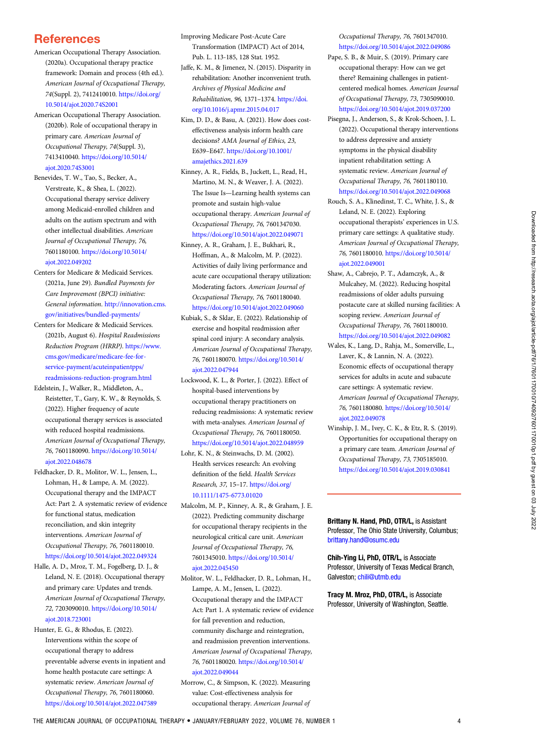# References

American Occupational Therapy Association. (2020a). Occupational therapy practice framework: Domain and process (4th ed.). *American Journal of Occupational Therapy, 74*(Suppl. 2), 7412410010. https://doi.org/10.5014/ajot.2020.74S2001

American Occupational Therapy Association. (2020b). Role of occupational therapy in primary care. *American Journal of Occupational Therapy, 74*(Suppl. 3), 7413410040. https://doi.org/10.5014/ajot.2020.74S3001

Benevides, T. W., Tao, S., Becker, A., Verstreate, K., & Shea, L. (2022). Occupational therapy service delivery among Medicaid-enrolled children and adults on the autism spectrum and with other intellectual disabilities. *American Journal of Occupational Therapy, 76,* 7601180100. https://doi.org/10.5014/ajot.2022.049202

Centers for Medicare & Medicaid Services. (2021a, June 29). *Bundled Payments for Care Improvement (BPCI) initiative: General information.* http://innovation.cms.gov/initiatives/bundled-payments/

Centers for Medicare & Medicaid Services. (2021b, August 6). *Hospital Readmissions Reduction Program (HRRP).* https://www.cms.gov/medicare/medicare-fee-for-service-payment/acuteinpatientpps/readmissions-reduction-program.html

Edelstein, J., Walker, R., Middleton, A., Reistetter, T., Gary, K. W., & Reynolds, S. (2022). Higher frequency of acute occupational therapy services is associated with reduced hospital readmissions. *American Journal of Occupational Therapy, 76,* 7601180090. https://doi.org/10.5014/ajot.2022.048678

Feldhacker, D. R., Molitor, W. L., Jensen, L., Lohman, H., & Lampe, A. M. (2022). Occupational therapy and the IMPACT Act: Part 2. A systematic review of evidence for functional status, medication reconciliation, and skin integrity interventions. *American Journal of Occupational Therapy, 76,* 7601180010. https://doi.org/10.5014/ajot.2022.049324

Halle, A. D., Mroz, T. M., Fogelberg, D. J., & Leland, N. E. (2018). Occupational therapy and primary care: Updates and trends. *American Journal of Occupational Therapy, 72,* 7203090010. https://doi.org/10.5014/ajot.2018.723001

Hunter, E. G., & Rhodus, E. (2022). Interventions within the scope of occupational therapy to address preventable adverse events in inpatient and home health postacute care settings: A systematic review. *American Journal of Occupational Therapy, 76,* 7601180060. https://doi.org/10.5014/ajot.2022.047589

Improving Medicare Post-Acute Care Transformation (IMPACT) Act of 2014, Pub. L. 113-185, 128 Stat. 1952.

Jaffe, K. M., & Jimenez, N. (2015). Disparity in rehabilitation: Another inconvenient truth. *Archives of Physical Medicine and Rehabilitation, 96,* 1371–1374. https://doi.org/10.1016/j.apmr.2015.04.017

Kim, D. D., & Basu, A. (2021). How does cost-effectiveness analysis inform health care decisions? *AMA Journal of Ethics, 23,* E639–E647. https://doi.org/10.1001/amajethics.2021.639

Kinney, A. R., Fields, B., Juckett, L., Read, H., Martino, M. N., & Weaver, J. A. (2022). The Issue Is—Learning health systems can promote and sustain high-value occupational therapy. *American Journal of Occupational Therapy, 76,* 7601347030. https://doi.org/10.5014/ajot.2022.049071

Kinney, A. R., Graham, J. E., Bukhari, R., Hoffman, A., & Malcolm, M. P. (2022). Activities of daily living performance and acute care occupational therapy utilization: Moderating factors. *American Journal of Occupational Therapy, 76,* 7601180040. https://doi.org/10.5014/ajot.2022.049060

Kubiak, S., & Sklar, E. (2022). Relationship of exercise and hospital readmission after spinal cord injury: A secondary analysis. *American Journal of Occupational Therapy, 76,* 7601180070. https://doi.org/10.5014/ajot.2022.047944

Lockwood, K. L., & Porter, J. (2022). Effect of hospital-based interventions by occupational therapy practitioners on reducing readmissions: A systematic review with meta-analyses. *American Journal of Occupational Therapy, 76,* 7601180050. https://doi.org/10.5014/ajot.2022.048959

Lohr, K. N., & Steinwachs, D. M. (2002). Health services research: An evolving definition of the field. *Health Services Research, 37,* 15–17. https://doi.org/10.1111/1475-6773.01020

Malcolm, M. P., Kinney, A. R., & Graham, J. E. (2022). Predicting community discharge for occupational therapy recipients in the neurological critical care unit. *American Journal of Occupational Therapy, 76,* 7601345010. https://doi.org/10.5014/ajot.2022.045450

Molitor, W. L., Feldhacker, D. R., Lohman, H., Lampe, A. M., Jensen, L. (2022). Occupational therapy and the IMPACT Act: Part 1. A systematic review of evidence for fall prevention and reduction, community discharge and reintegration, and readmission prevention interventions. *American Journal of Occupational Therapy, 76,* 7601180020. https://doi.org/10.5014/ajot.2022.049044

Morrow, C., & Simpson, K. (2022). Measuring value: Cost-effectiveness analysis for occupational therapy. *American Journal of Occupational Therapy, 76,* 7601347010. https://doi.org/10.5014/ajot.2022.049086

Pape, S. B., & Muir, S. (2019). Primary care occupational therapy: How can we get there? Remaining challenges in patient-centered medical homes. *American Journal of Occupational Therapy, 73,* 7305090010. https://doi.org/10.5014/ajot.2019.037200

Pisegna, J., Anderson, S., & Krok-Schoen, J. L. (2022). Occupational therapy interventions to address depressive and anxiety symptoms in the physical disability inpatient rehabilitation setting: A systematic review. *American Journal of Occupational Therapy, 76,* 7601180110. https://doi.org/10.5014/ajot.2022.049068

Rouch, S. A., Klinedinst, T. C., White, J. S., & Leland, N. E. (2022). Exploring occupational therapists' experiences in U.S. primary care settings: A qualitative study. *American Journal of Occupational Therapy, 76,* 7601180010. https://doi.org/10.5014/ajot.2022.049001

Shaw, A., Cabrejo, P. T., Adamczyk, A., & Mulcahey, M. (2022). Reducing hospital readmissions of older adults pursuing postacute care at skilled nursing facilities: A scoping review. *American Journal of Occupational Therapy, 76,* 7601180010. https://doi.org/10.5014/ajot.2022.049082

Wales, K., Lang, D., Rahja, M., Somerville, L., Laver, K., & Lannin, N. A. (2022). Economic effects of occupational therapy services for adults in acute and subacute care settings: A systematic review. *American Journal of Occupational Therapy, 76,* 7601180080. https://doi.org/10.5014/ajot.2022.049078

Winship, J. M., Ivey, C. K., & Etz, R. S. (2019). Opportunities for occupational therapy on a primary care team. *American Journal of Occupational Therapy, 73,* 7305185010. https://doi.org/10.5014/ajot.2019.030841

---

**Brittany N. Hand, PhD, OTR/L,** is Assistant Professor, The Ohio State University, Columbus; brittany.hand@osumc.edu

**Chih-Ying Li, PhD, OTR/L,** is Associate Professor, University of Texas Medical Branch, Galveston; chili@utmb.edu

**Tracy M. Mroz, PhD, OTR/L,** is Associate Professor, University of Washington, Seattle.